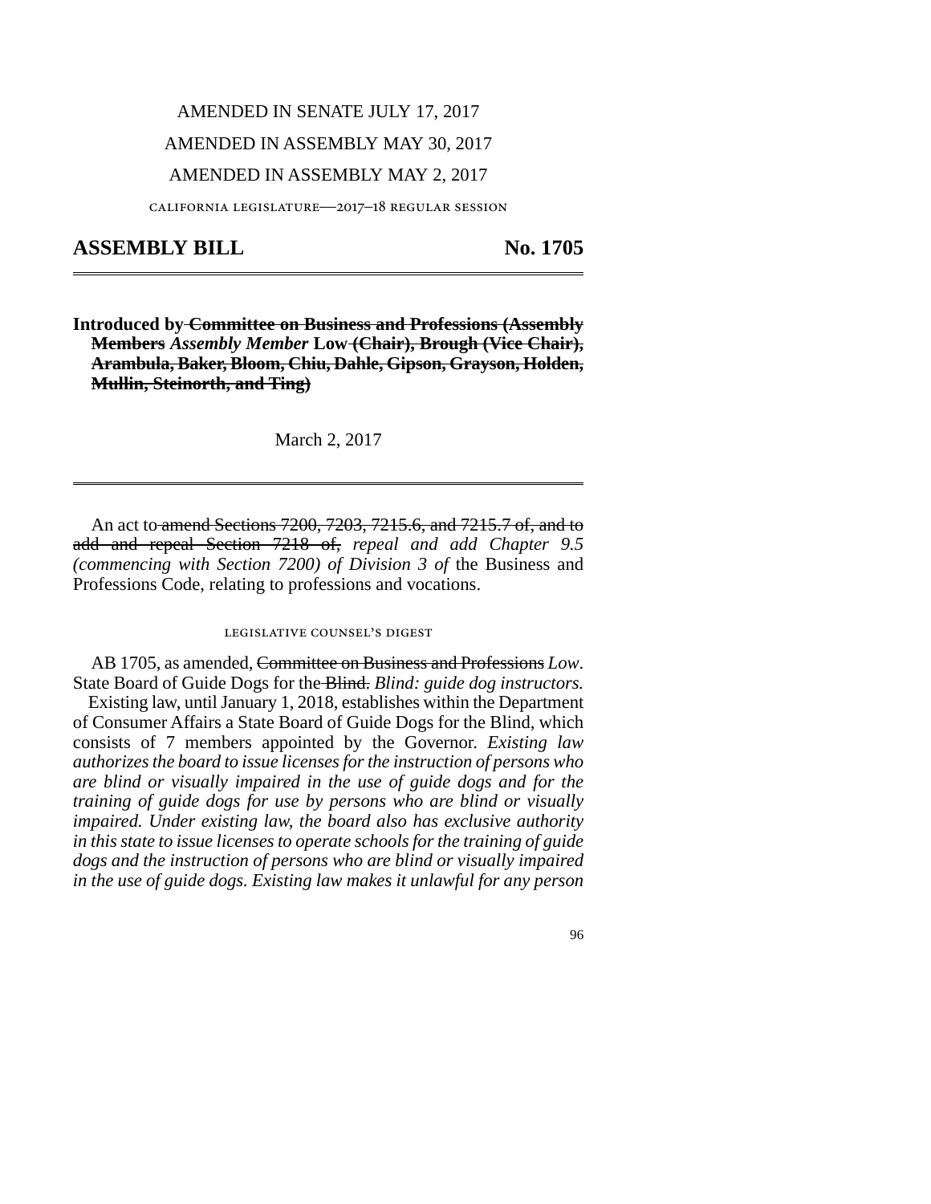AMENDED IN SENATE JULY 17, 2017

AMENDED IN ASSEMBLY MAY 30, 2017

AMENDED IN ASSEMBLY MAY 2, 2017

CALIFORNIA LEGISLATURE—2017–18 REGULAR SESSION

# ASSEMBLY BILL No. 1705

**Introduced by ~~Committee on Business and Professions (Assembly Members~~ *Assembly Member* Low ~~(Chair), Brough (Vice Chair), Arambula, Baker, Bloom, Chiu, Dahle, Gipson, Grayson, Holden, Mullin, Steinorth, and Ting)~~**

March 2, 2017

An act to ~~amend Sections 7200, 7203, 7215.6, and 7215.7 of, and to add and repeal Section 7218 of,~~ *repeal and add Chapter 9.5 (commencing with Section 7200) of Division 3 of* the Business and Professions Code, relating to professions and vocations.

LEGISLATIVE COUNSEL'S DIGEST

AB 1705, as amended, ~~Committee on Business and Professions~~ *Low*. State Board of Guide Dogs for the ~~Blind.~~ *Blind: guide dog instructors.*

Existing law, until January 1, 2018, establishes within the Department of Consumer Affairs a State Board of Guide Dogs for the Blind, which consists of 7 members appointed by the Governor. *Existing law authorizes the board to issue licenses for the instruction of persons who are blind or visually impaired in the use of guide dogs and for the training of guide dogs for use by persons who are blind or visually impaired. Under existing law, the board also has exclusive authority in this state to issue licenses to operate schools for the training of guide dogs and the instruction of persons who are blind or visually impaired in the use of guide dogs. Existing law makes it unlawful for any person*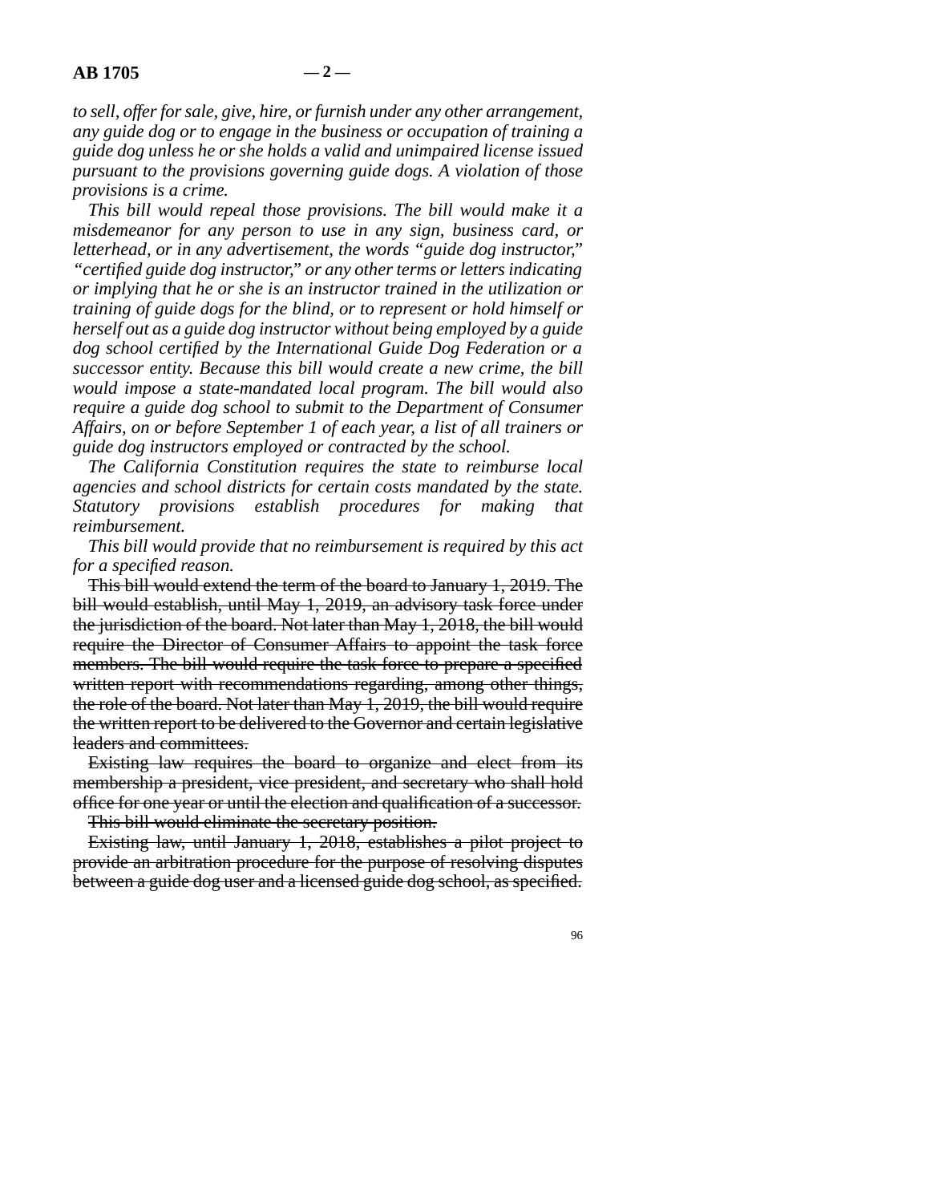*to sell, offer for sale, give, hire, or furnish under any other arrangement, any guide dog or to engage in the business or occupation of training a guide dog unless he or she holds a valid and unimpaired license issued pursuant to the provisions governing guide dogs. A violation of those provisions is a crime.*

*This bill would repeal those provisions. The bill would make it a misdemeanor for any person to use in any sign, business card, or letterhead, or in any advertisement, the words "guide dog instructor," "certified guide dog instructor," or any other terms or letters indicating or implying that he or she is an instructor trained in the utilization or training of guide dogs for the blind, or to represent or hold himself or herself out as a guide dog instructor without being employed by a guide dog school certified by the International Guide Dog Federation or a successor entity. Because this bill would create a new crime, the bill would impose a state-mandated local program. The bill would also require a guide dog school to submit to the Department of Consumer Affairs, on or before September 1 of each year, a list of all trainers or guide dog instructors employed or contracted by the school.*

*The California Constitution requires the state to reimburse local agencies and school districts for certain costs mandated by the state. Statutory provisions establish procedures for making that reimbursement.*

*This bill would provide that no reimbursement is required by this act for a specified reason.*

~~This bill would extend the term of the board to January 1, 2019. The bill would establish, until May 1, 2019, an advisory task force under the jurisdiction of the board. Not later than May 1, 2018, the bill would require the Director of Consumer Affairs to appoint the task force members. The bill would require the task force to prepare a specified written report with recommendations regarding, among other things, the role of the board. Not later than May 1, 2019, the bill would require the written report to be delivered to the Governor and certain legislative leaders and committees.~~

~~Existing law requires the board to organize and elect from its membership a president, vice president, and secretary who shall hold office for one year or until the election and qualification of a successor.~~

~~This bill would eliminate the secretary position.~~

~~Existing law, until January 1, 2018, establishes a pilot project to provide an arbitration procedure for the purpose of resolving disputes between a guide dog user and a licensed guide dog school, as specified.~~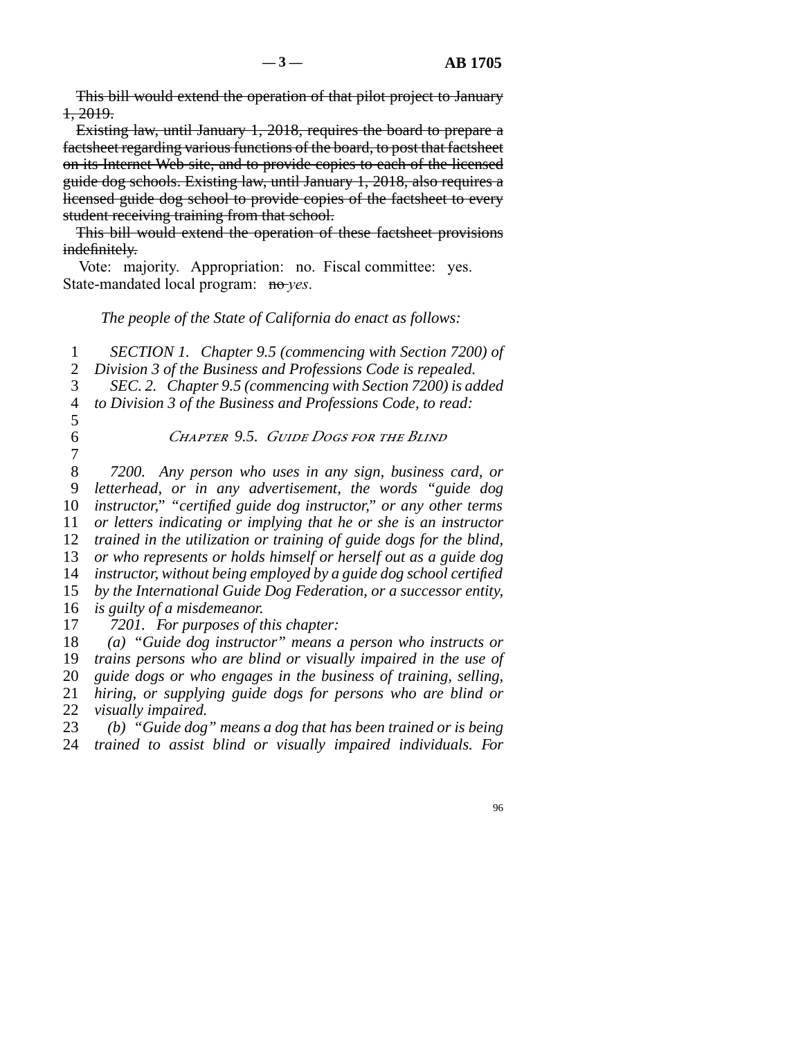~~This bill would extend the operation of that pilot project to January 1, 2019.~~

~~Existing law, until January 1, 2018, requires the board to prepare a factsheet regarding various functions of the board, to post that factsheet on its Internet Web site, and to provide copies to each of the licensed guide dog schools. Existing law, until January 1, 2018, also requires a licensed guide dog school to provide copies of the factsheet to every student receiving training from that school.~~

~~This bill would extend the operation of these factsheet provisions indefinitely.~~

Vote: majority. Appropriation: no. Fiscal committee: yes. State-mandated local program: ~~no~~ *yes*.

*The people of the State of California do enact as follows:*

*SECTION 1. Chapter 9.5 (commencing with Section 7200) of Division 3 of the Business and Professions Code is repealed.*

*SEC. 2. Chapter 9.5 (commencing with Section 7200) is added to Division 3 of the Business and Professions Code, to read:*

*CHAPTER 9.5. GUIDE DOGS FOR THE BLIND*

*7200. Any person who uses in any sign, business card, or letterhead, or in any advertisement, the words "guide dog instructor," "certified guide dog instructor," or any other terms or letters indicating or implying that he or she is an instructor trained in the utilization or training of guide dogs for the blind, or who represents or holds himself or herself out as a guide dog instructor, without being employed by a guide dog school certified by the International Guide Dog Federation, or a successor entity, is guilty of a misdemeanor.*

*7201. For purposes of this chapter:*

*(a) "Guide dog instructor" means a person who instructs or trains persons who are blind or visually impaired in the use of guide dogs or who engages in the business of training, selling, hiring, or supplying guide dogs for persons who are blind or visually impaired.*

*(b) "Guide dog" means a dog that has been trained or is being trained to assist blind or visually impaired individuals. For*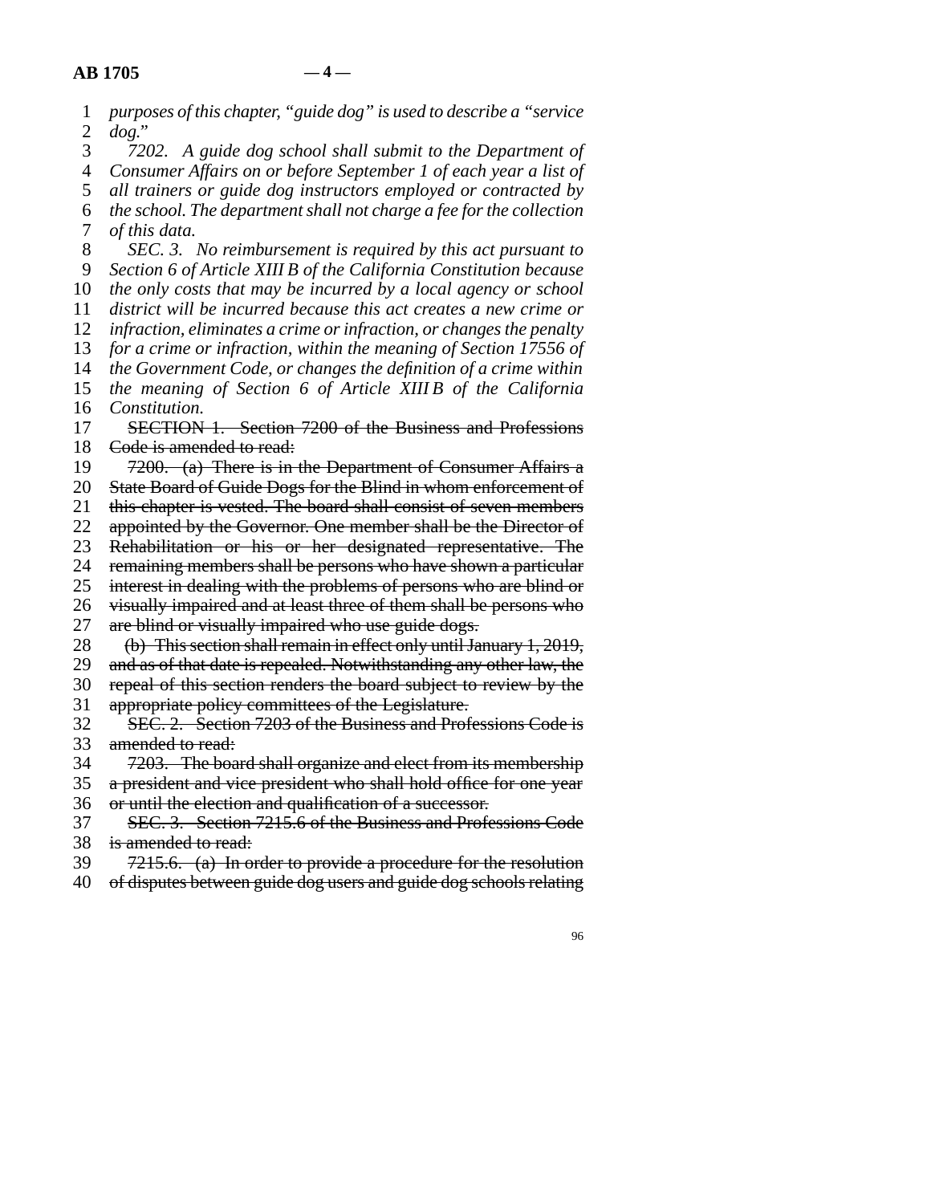*purposes of this chapter, "guide dog" is used to describe a "service dog."*

*7202. A guide dog school shall submit to the Department of Consumer Affairs on or before September 1 of each year a list of all trainers or guide dog instructors employed or contracted by the school. The department shall not charge a fee for the collection of this data.*

*SEC. 3. No reimbursement is required by this act pursuant to Section 6 of Article XIII B of the California Constitution because the only costs that may be incurred by a local agency or school district will be incurred because this act creates a new crime or infraction, eliminates a crime or infraction, or changes the penalty for a crime or infraction, within the meaning of Section 17556 of the Government Code, or changes the definition of a crime within the meaning of Section 6 of Article XIII B of the California Constitution.*

~~SECTION 1. Section 7200 of the Business and Professions Code is amended to read:~~

~~7200. (a) There is in the Department of Consumer Affairs a State Board of Guide Dogs for the Blind in whom enforcement of this chapter is vested. The board shall consist of seven members appointed by the Governor. One member shall be the Director of Rehabilitation or his or her designated representative. The remaining members shall be persons who have shown a particular interest in dealing with the problems of persons who are blind or visually impaired and at least three of them shall be persons who are blind or visually impaired who use guide dogs.~~

~~(b) This section shall remain in effect only until January 1, 2019, and as of that date is repealed. Notwithstanding any other law, the repeal of this section renders the board subject to review by the appropriate policy committees of the Legislature.~~

~~SEC. 2. Section 7203 of the Business and Professions Code is amended to read:~~

~~7203. The board shall organize and elect from its membership a president and vice president who shall hold office for one year or until the election and qualification of a successor.~~

~~SEC. 3. Section 7215.6 of the Business and Professions Code is amended to read:~~

~~7215.6. (a) In order to provide a procedure for the resolution of disputes between guide dog users and guide dog schools relating~~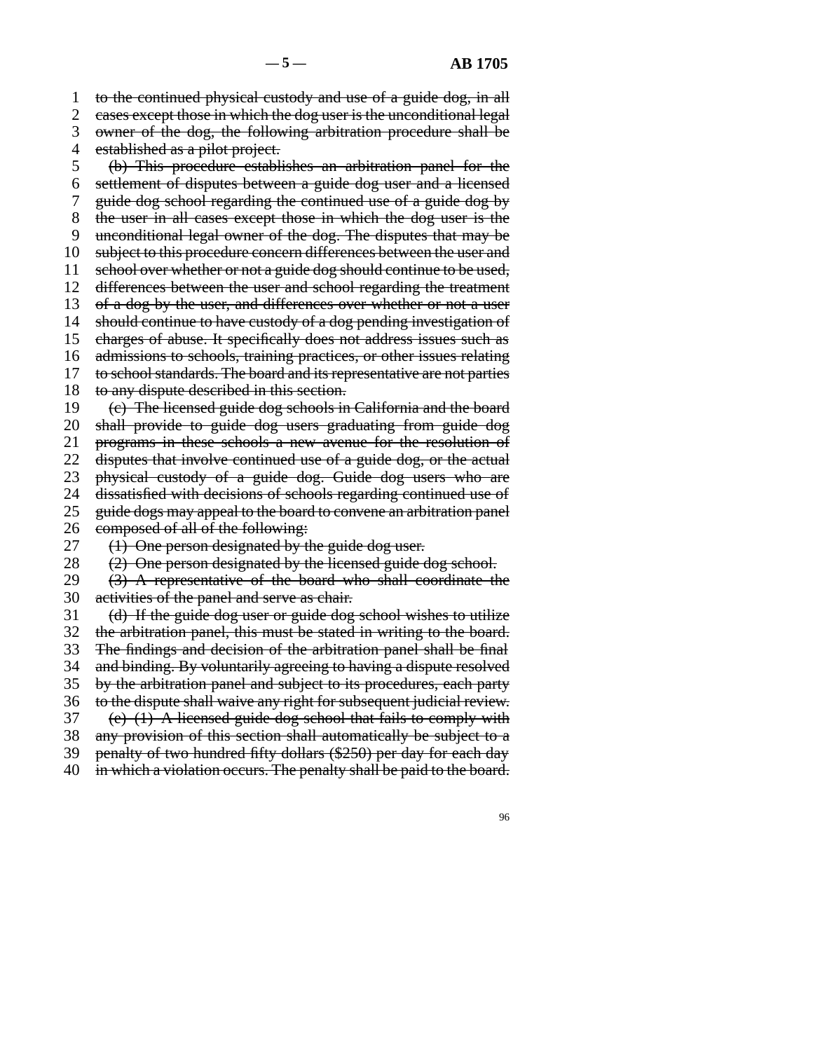~~to the continued physical custody and use of a guide dog, in all cases except those in which the dog user is the unconditional legal owner of the dog, the following arbitration procedure shall be established as a pilot project.~~

~~(b) This procedure establishes an arbitration panel for the settlement of disputes between a guide dog user and a licensed guide dog school regarding the continued use of a guide dog by the user in all cases except those in which the dog user is the unconditional legal owner of the dog. The disputes that may be subject to this procedure concern differences between the user and school over whether or not a guide dog should continue to be used, differences between the user and school regarding the treatment of a dog by the user, and differences over whether or not a user should continue to have custody of a dog pending investigation of charges of abuse. It specifically does not address issues such as admissions to schools, training practices, or other issues relating to school standards. The board and its representative are not parties to any dispute described in this section.~~

~~(c) The licensed guide dog schools in California and the board shall provide to guide dog users graduating from guide dog programs in these schools a new avenue for the resolution of disputes that involve continued use of a guide dog, or the actual physical custody of a guide dog. Guide dog users who are dissatisfied with decisions of schools regarding continued use of guide dogs may appeal to the board to convene an arbitration panel composed of all of the following:~~

~~(1) One person designated by the guide dog user.~~

~~(2) One person designated by the licensed guide dog school.~~

~~(3) A representative of the board who shall coordinate the activities of the panel and serve as chair.~~

~~(d) If the guide dog user or guide dog school wishes to utilize the arbitration panel, this must be stated in writing to the board. The findings and decision of the arbitration panel shall be final and binding. By voluntarily agreeing to having a dispute resolved by the arbitration panel and subject to its procedures, each party to the dispute shall waive any right for subsequent judicial review.~~

~~(e) (1) A licensed guide dog school that fails to comply with any provision of this section shall automatically be subject to a penalty of two hundred fifty dollars ($250) per day for each day in which a violation occurs. The penalty shall be paid to the board.~~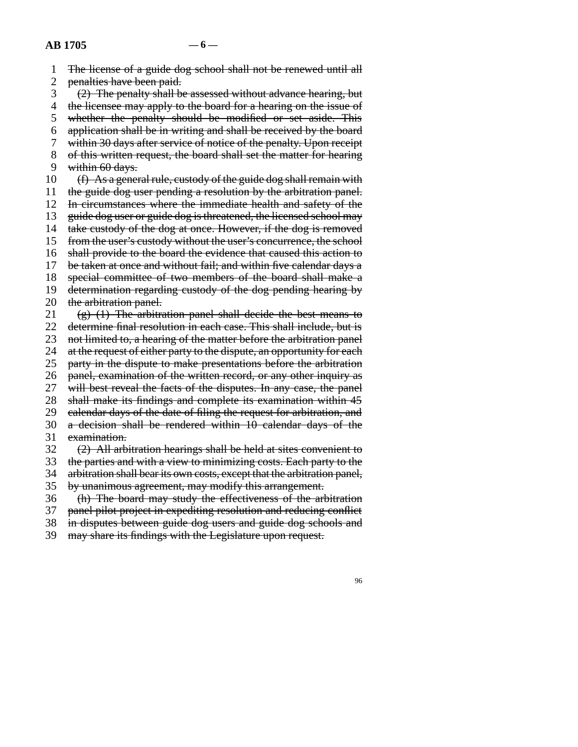~~The license of a guide dog school shall not be renewed until all penalties have been paid.~~

~~(2) The penalty shall be assessed without advance hearing, but the licensee may apply to the board for a hearing on the issue of whether the penalty should be modified or set aside. This application shall be in writing and shall be received by the board within 30 days after service of notice of the penalty. Upon receipt of this written request, the board shall set the matter for hearing within 60 days.~~

~~(f) As a general rule, custody of the guide dog shall remain with the guide dog user pending a resolution by the arbitration panel. In circumstances where the immediate health and safety of the guide dog user or guide dog is threatened, the licensed school may take custody of the dog at once. However, if the dog is removed from the user's custody without the user's concurrence, the school shall provide to the board the evidence that caused this action to be taken at once and without fail; and within five calendar days a special committee of two members of the board shall make a determination regarding custody of the dog pending hearing by the arbitration panel.~~

~~(g) (1) The arbitration panel shall decide the best means to determine final resolution in each case. This shall include, but is not limited to, a hearing of the matter before the arbitration panel at the request of either party to the dispute, an opportunity for each party in the dispute to make presentations before the arbitration panel, examination of the written record, or any other inquiry as will best reveal the facts of the disputes. In any case, the panel shall make its findings and complete its examination within 45 calendar days of the date of filing the request for arbitration, and a decision shall be rendered within 10 calendar days of the examination.~~

~~(2) All arbitration hearings shall be held at sites convenient to the parties and with a view to minimizing costs. Each party to the arbitration shall bear its own costs, except that the arbitration panel, by unanimous agreement, may modify this arrangement.~~

~~(h) The board may study the effectiveness of the arbitration panel pilot project in expediting resolution and reducing conflict in disputes between guide dog users and guide dog schools and may share its findings with the Legislature upon request.~~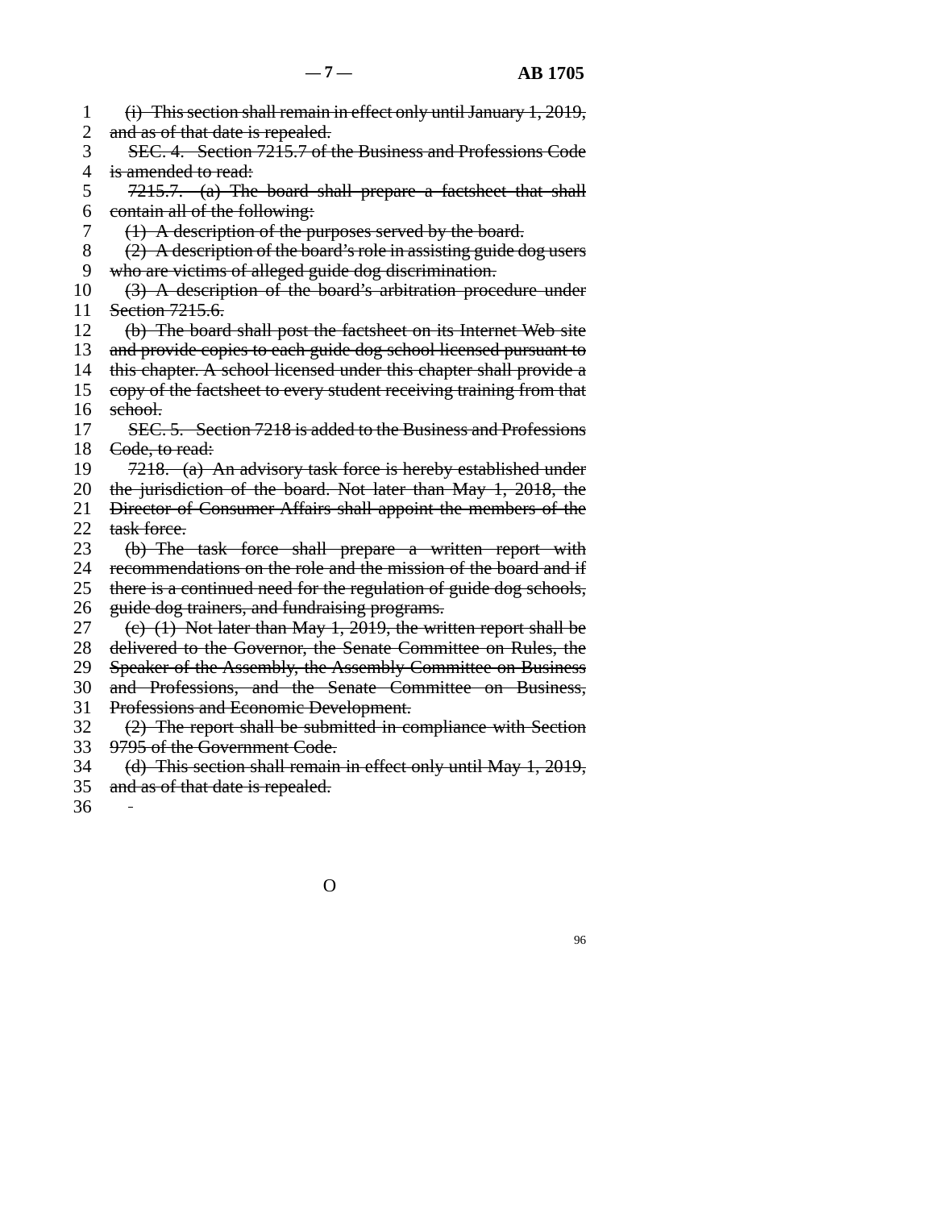~~(i) This section shall remain in effect only until January 1, 2019, and as of that date is repealed.~~

~~SEC. 4. Section 7215.7 of the Business and Professions Code is amended to read:~~

~~7215.7. (a) The board shall prepare a factsheet that shall contain all of the following:~~

~~(1) A description of the purposes served by the board.~~

~~(2) A description of the board's role in assisting guide dog users who are victims of alleged guide dog discrimination.~~

~~(3) A description of the board's arbitration procedure under Section 7215.6.~~

~~(b) The board shall post the factsheet on its Internet Web site and provide copies to each guide dog school licensed pursuant to this chapter. A school licensed under this chapter shall provide a copy of the factsheet to every student receiving training from that school.~~

~~SEC. 5. Section 7218 is added to the Business and Professions Code, to read:~~

~~7218. (a) An advisory task force is hereby established under the jurisdiction of the board. Not later than May 1, 2018, the Director of Consumer Affairs shall appoint the members of the task force.~~

~~(b) The task force shall prepare a written report with recommendations on the role and the mission of the board and if there is a continued need for the regulation of guide dog schools, guide dog trainers, and fundraising programs.~~

~~(c) (1) Not later than May 1, 2019, the written report shall be delivered to the Governor, the Senate Committee on Rules, the Speaker of the Assembly, the Assembly Committee on Business and Professions, and the Senate Committee on Business, Professions and Economic Development.~~

~~(2) The report shall be submitted in compliance with Section 9795 of the Government Code.~~

~~(d) This section shall remain in effect only until May 1, 2019, and as of that date is repealed.~~